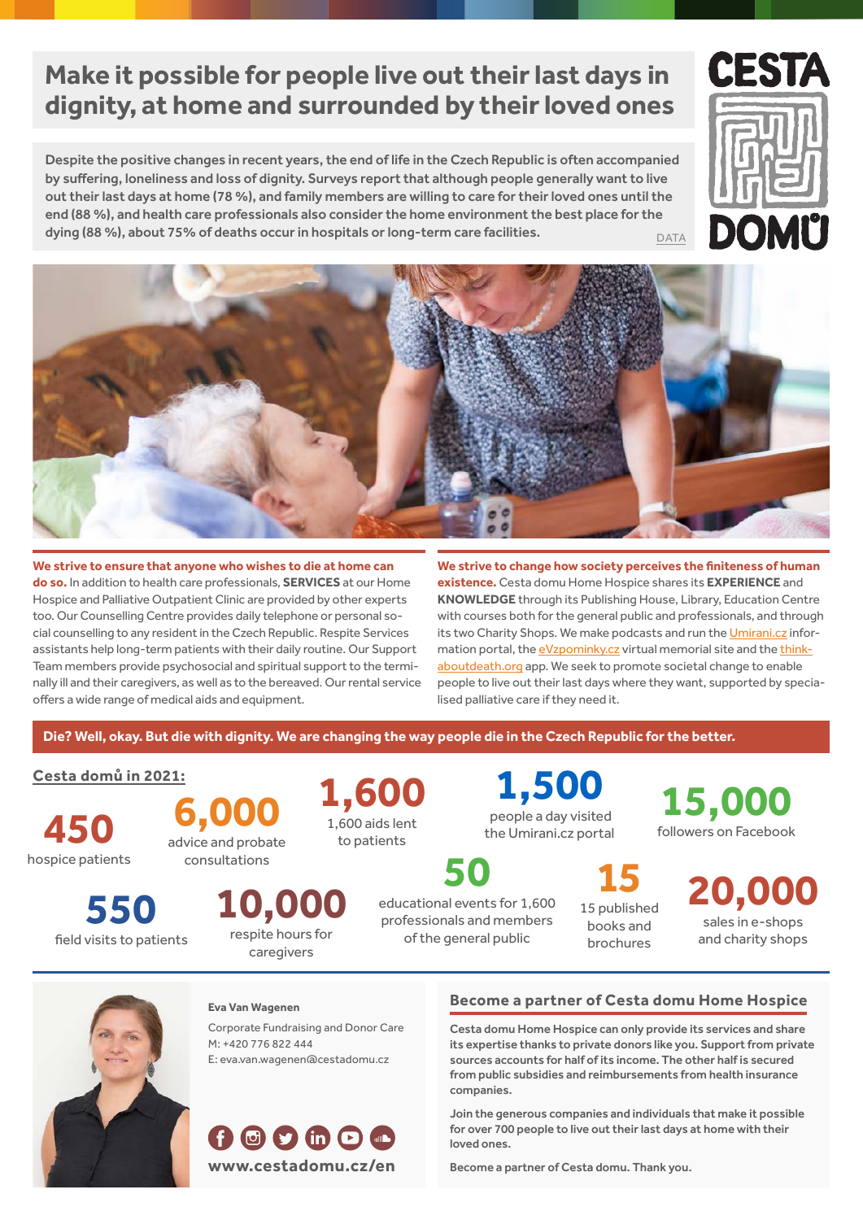# Make it possible for people live out their last days in dignity, at home and surrounded by their loved ones

**Despite the positive changes in recent years, the end of life in the Czech Republic is often accompanied by suffering, loneliness and loss of dignity. Surveys report that although people generally want to live out their last days at home (78 %), and family members are willing to care for their loved ones until the end (88 %), and health care professionals also consider the home environment the best place for the dying (88 %), about 75% of deaths occur in hospitals or long-term care facilities.** DATA

CESTA DOMŮ

**We strive to ensure that anyone who wishes to die at home can do so.** In addition to health care professionals, **SERVICES** at our Home Hospice and Palliative Outpatient Clinic are provided by other experts too. Our Counselling Centre provides daily telephone or personal social counselling to any resident in the Czech Republic. Respite Services assistants help long-term patients with their daily routine. Our Support Team members provide psychosocial and spiritual support to the terminally ill and their caregivers, as well as to the bereaved. Our rental service offers a wide range of medical aids and equipment.

**We strive to change how society perceives the finiteness of human existence.** Cesta domu Home Hospice shares its **EXPERIENCE** and **KNOWLEDGE** through its Publishing House, Library, Education Centre with courses both for the general public and professionals, and through its two Charity Shops. We make podcasts and run the Umirani.cz information portal, the eVzpominky.cz virtual memorial site and the think-aboutdeath.org app. We seek to promote societal change to enable people to live out their last days where they want, supported by specialised palliative care if they need it.

**Die? Well, okay. But die with dignity. We are changing the way people die in the Czech Republic for the better.**

## Cesta domů in 2021:

- **450** hospice patients
- **6,000** advice and probate consultations
- **1,600** 1,600 aids lent to patients
- **1,500** people a day visited the Umirani.cz portal
- **15,000** followers on Facebook
- **550** field visits to patients
- **10,000** respite hours for caregivers
- **50** educational events for 1,600 professionals and members of the general public
- **15** 15 published books and brochures
- **20,000** sales in e-shops and charity shops

**Eva Van Wagenen**

Corporate Fundraising and Donor Care
M: +420 776 822 444
E: eva.van.wagenen@cestadomu.cz

**www.cestadomu.cz/en**

## Become a partner of Cesta domu Home Hospice

**Cesta domu Home Hospice can only provide its services and share its expertise thanks to private donors like you. Support from private sources accounts for half of its income. The other half is secured from public subsidies and reimbursements from health insurance companies.**

**Join the generous companies and individuals that make it possible for over 700 people to live out their last days at home with their loved ones.**

**Become a partner of Cesta domu. Thank you.**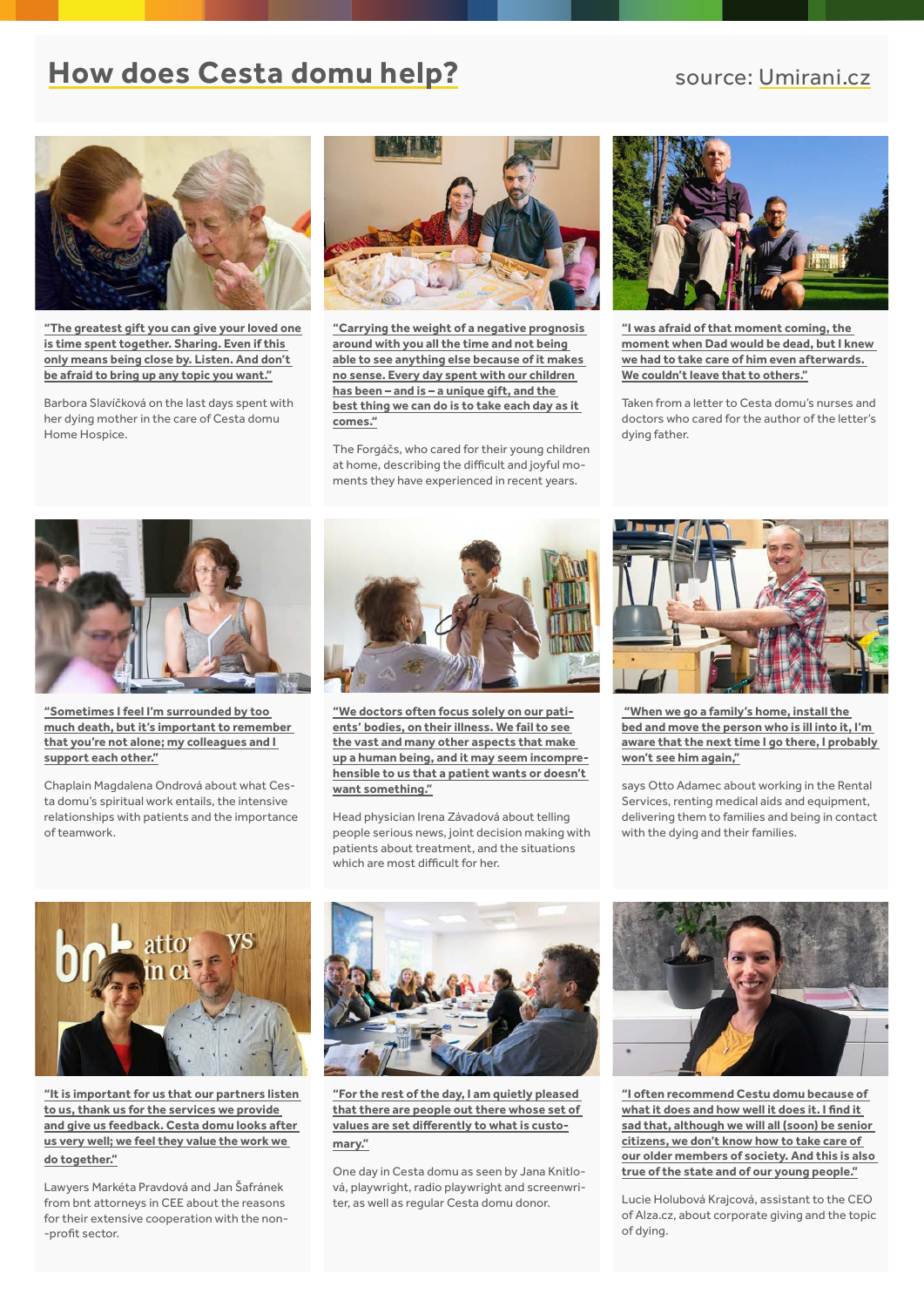## How does Cesta domu help?

source: Umirani.cz

**"The greatest gift you can give your loved one is time spent together. Sharing. Even if this only means being close by. Listen. And don't be afraid to bring up any topic you want."**

Barbora Slavíčková on the last days spent with her dying mother in the care of Cesta domu Home Hospice.

**"Carrying the weight of a negative prognosis around with you all the time and not being able to see anything else because of it makes no sense. Every day spent with our children has been – and is – a unique gift, and the best thing we can do is to take each day as it comes."**

The Forgáčs, who cared for their young children at home, describing the difficult and joyful moments they have experienced in recent years.

**"I was afraid of that moment coming, the moment when Dad would be dead, but I knew we had to take care of him even afterwards. We couldn't leave that to others."**

Taken from a letter to Cesta domu's nurses and doctors who cared for the author of the letter's dying father.

**"Sometimes I feel I'm surrounded by too much death, but it's important to remember that you're not alone; my colleagues and I support each other."**

Chaplain Magdalena Ondrová about what Cesta domu's spiritual work entails, the intensive relationships with patients and the importance of teamwork.

**"We doctors often focus solely on our patients' bodies, on their illness. We fail to see the vast and many other aspects that make up a human being, and it may seem incomprehensible to us that a patient wants or doesn't want something."**

Head physician Irena Závadová about telling people serious news, joint decision making with patients about treatment, and the situations which are most difficult for her.

**"When we go a family's home, install the bed and move the person who is ill into it, I'm aware that the next time I go there, I probably won't see him again,"**

says Otto Adamec about working in the Rental Services, renting medical aids and equipment, delivering them to families and being in contact with the dying and their families.

**"It is important for us that our partners listen to us, thank us for the services we provide and give us feedback. Cesta domu looks after us very well; we feel they value the work we do together."**

Lawyers Markéta Pravdová and Jan Šafránek from bnt attorneys in CEE about the reasons for their extensive cooperation with the non-profit sector.

**"For the rest of the day, I am quietly pleased that there are people out there whose set of values are set differently to what is customary."**

One day in Cesta domu as seen by Jana Knitlová, playwright, radio playwright and screenwriter, as well as regular Cesta domu donor.

**"I often recommend Cestu domu because of what it does and how well it does it. I find it sad that, although we will all (soon) be senior citizens, we don't know how to take care of our older members of society. And this is also true of the state and of our young people."**

Lucie Holubová Krajcová, assistant to the CEO of Alza.cz, about corporate giving and the topic of dying.